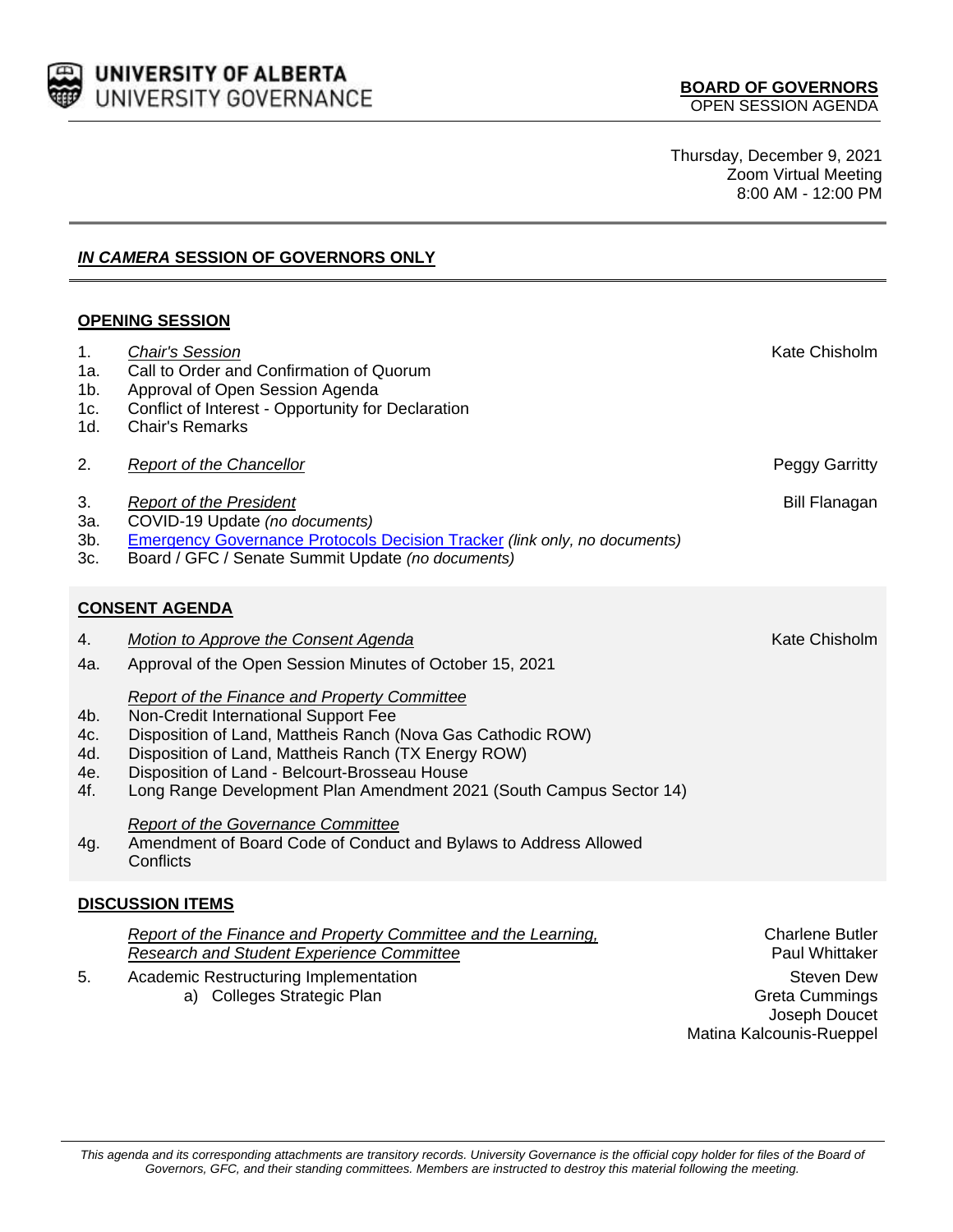**UNIVERSITY OF ALBERTA**
UNIVERSITY GOVERNANCE

**BOARD OF GOVERNORS**
OPEN SESSION AGENDA

Thursday, December 9, 2021
Zoom Virtual Meeting
8:00 AM - 12:00 PM

## ***IN CAMERA* SESSION OF GOVERNORS ONLY**

## **OPENING SESSION**

| | | |
|---|---|---|
| 1. | *Chair's Session* | Kate Chisholm |
| 1a. | Call to Order and Confirmation of Quorum | |
| 1b. | Approval of Open Session Agenda | |
| 1c. | Conflict of Interest - Opportunity for Declaration | |
| 1d. | Chair's Remarks | |
| 2. | *Report of the Chancellor* | Peggy Garritty |
| 3. | *Report of the President* | Bill Flanagan |
| 3a. | COVID-19 Update *(no documents)* | |
| 3b. | Emergency Governance Protocols Decision Tracker *(link only, no documents)* | |
| 3c. | Board / GFC / Senate Summit Update *(no documents)* | |

## **CONSENT AGENDA**

| | | |
|---|---|---|
| 4. | *Motion to Approve the Consent Agenda* | Kate Chisholm |
| 4a. | Approval of the Open Session Minutes of October 15, 2021 | |
| | *Report of the Finance and Property Committee* | |
| 4b. | Non-Credit International Support Fee | |
| 4c. | Disposition of Land, Mattheis Ranch (Nova Gas Cathodic ROW) | |
| 4d. | Disposition of Land, Mattheis Ranch (TX Energy ROW) | |
| 4e. | Disposition of Land - Belcourt-Brosseau House | |
| 4f. | Long Range Development Plan Amendment 2021 (South Campus Sector 14) | |
| | *Report of the Governance Committee* | |
| 4g. | Amendment of Board Code of Conduct and Bylaws to Address Allowed Conflicts | |

## **DISCUSSION ITEMS**

| | | |
|---|---|---|
| | *Report of the Finance and Property Committee and the Learning, Research and Student Experience Committee* | Charlene Butler<br>Paul Whittaker |
| 5. | Academic Restructuring Implementation<br>a) Colleges Strategic Plan | Steven Dew<br>Greta Cummings<br>Joseph Doucet<br>Matina Kalcounis-Rueppel |

*This agenda and its corresponding attachments are transitory records. University Governance is the official copy holder for files of the Board of Governors, GFC, and their standing committees. Members are instructed to destroy this material following the meeting.*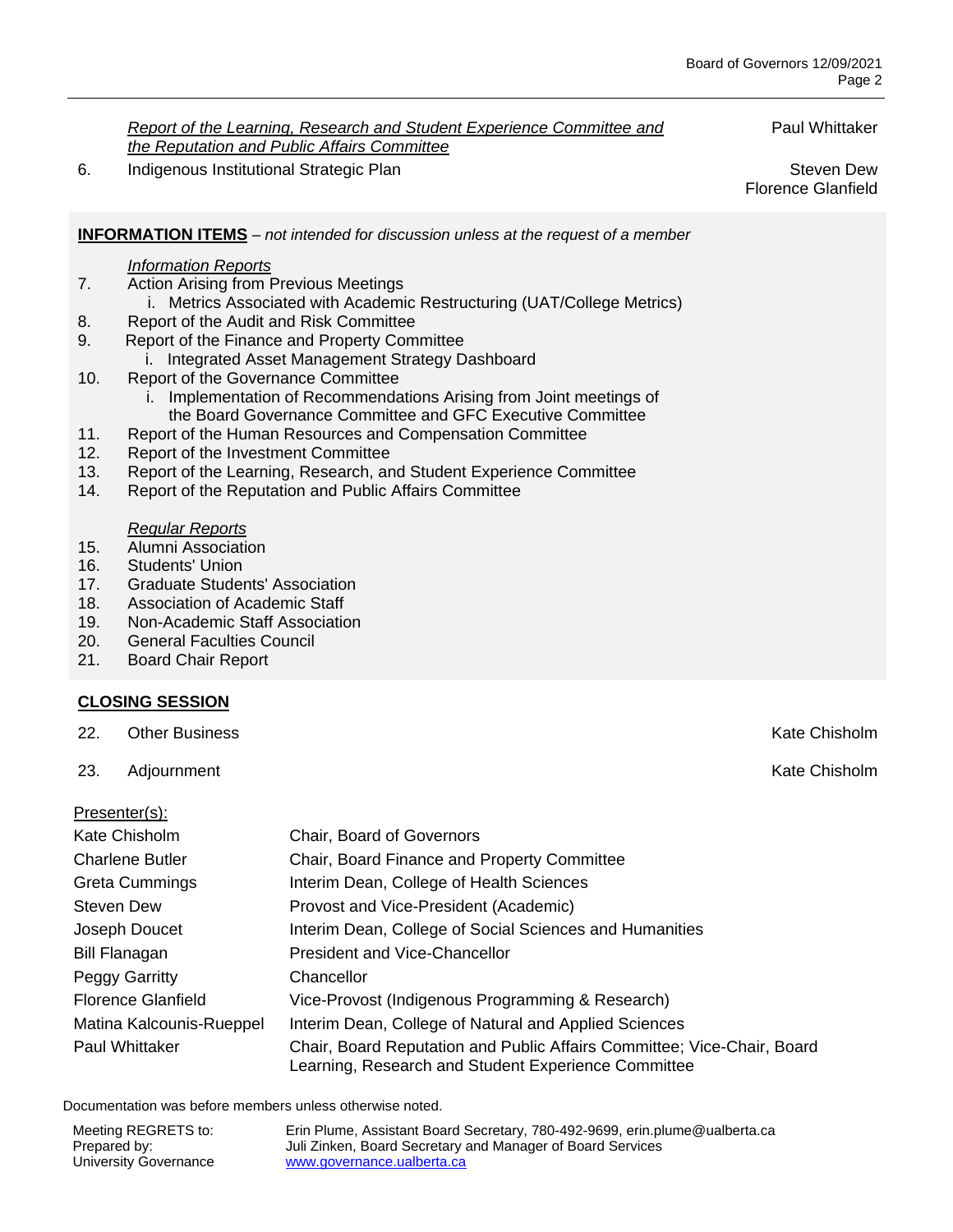*Report of the Learning, Research and Student Experience Committee and the Reputation and Public Affairs Committee* — Paul Whittaker

6. Indigenous Institutional Strategic Plan — Steven Dew, Florence Glanfield

**INFORMATION ITEMS** – *not intended for discussion unless at the request of a member*

*Information Reports*

7. Action Arising from Previous Meetings
   i. Metrics Associated with Academic Restructuring (UAT/College Metrics)
8. Report of the Audit and Risk Committee
9. Report of the Finance and Property Committee
   i. Integrated Asset Management Strategy Dashboard
10. Report of the Governance Committee
    i. Implementation of Recommendations Arising from Joint meetings of the Board Governance Committee and GFC Executive Committee
11. Report of the Human Resources and Compensation Committee
12. Report of the Investment Committee
13. Report of the Learning, Research, and Student Experience Committee
14. Report of the Reputation and Public Affairs Committee

*Regular Reports*

15. Alumni Association
16. Students' Union
17. Graduate Students' Association
18. Association of Academic Staff
19. Non-Academic Staff Association
20. General Faculties Council
21. Board Chair Report

**CLOSING SESSION**

22. Other Business — Kate Chisholm

23. Adjournment — Kate Chisholm

Presenter(s):

| | |
|---|---|
| Kate Chisholm | Chair, Board of Governors |
| Charlene Butler | Chair, Board Finance and Property Committee |
| Greta Cummings | Interim Dean, College of Health Sciences |
| Steven Dew | Provost and Vice-President (Academic) |
| Joseph Doucet | Interim Dean, College of Social Sciences and Humanities |
| Bill Flanagan | President and Vice-Chancellor |
| Peggy Garritty | Chancellor |
| Florence Glanfield | Vice-Provost (Indigenous Programming & Research) |
| Matina Kalcounis-Rueppel | Interim Dean, College of Natural and Applied Sciences |
| Paul Whittaker | Chair, Board Reputation and Public Affairs Committee; Vice-Chair, Board Learning, Research and Student Experience Committee |

Documentation was before members unless otherwise noted.

| | |
|---|---|
| Meeting REGRETS to: | Erin Plume, Assistant Board Secretary, 780-492-9699, erin.plume@ualberta.ca |
| Prepared by: | Juli Zinken, Board Secretary and Manager of Board Services |
| University Governance | www.governance.ualberta.ca |